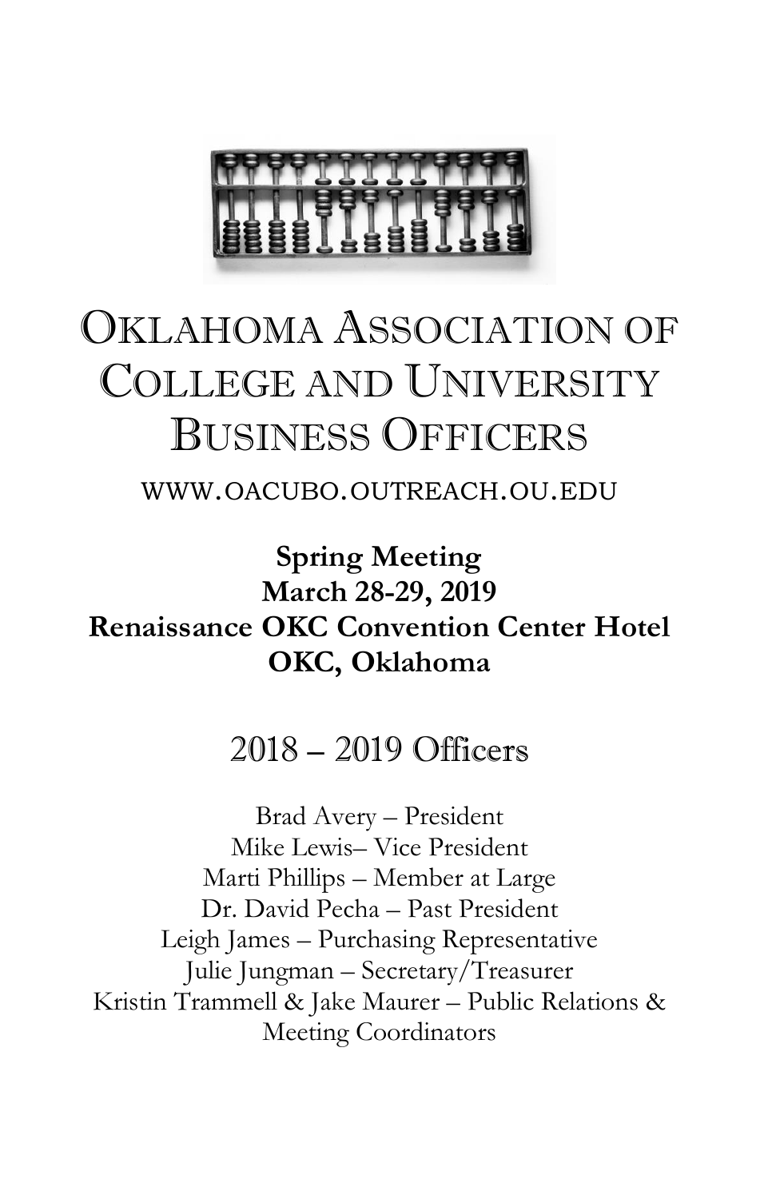# Oklahoma Association of College and University Business Officers

WWW.OACUBO.OUTREACH.OU.EDU

**Spring Meeting**
**March 28-29, 2019**
**Renaissance OKC Convention Center Hotel**
**OKC, Oklahoma**

## 2018 – 2019 Officers

Brad Avery – President
Mike Lewis– Vice President
Marti Phillips – Member at Large
Dr. David Pecha – Past President
Leigh James – Purchasing Representative
Julie Jungman – Secretary/Treasurer
Kristin Trammell & Jake Maurer – Public Relations & Meeting Coordinators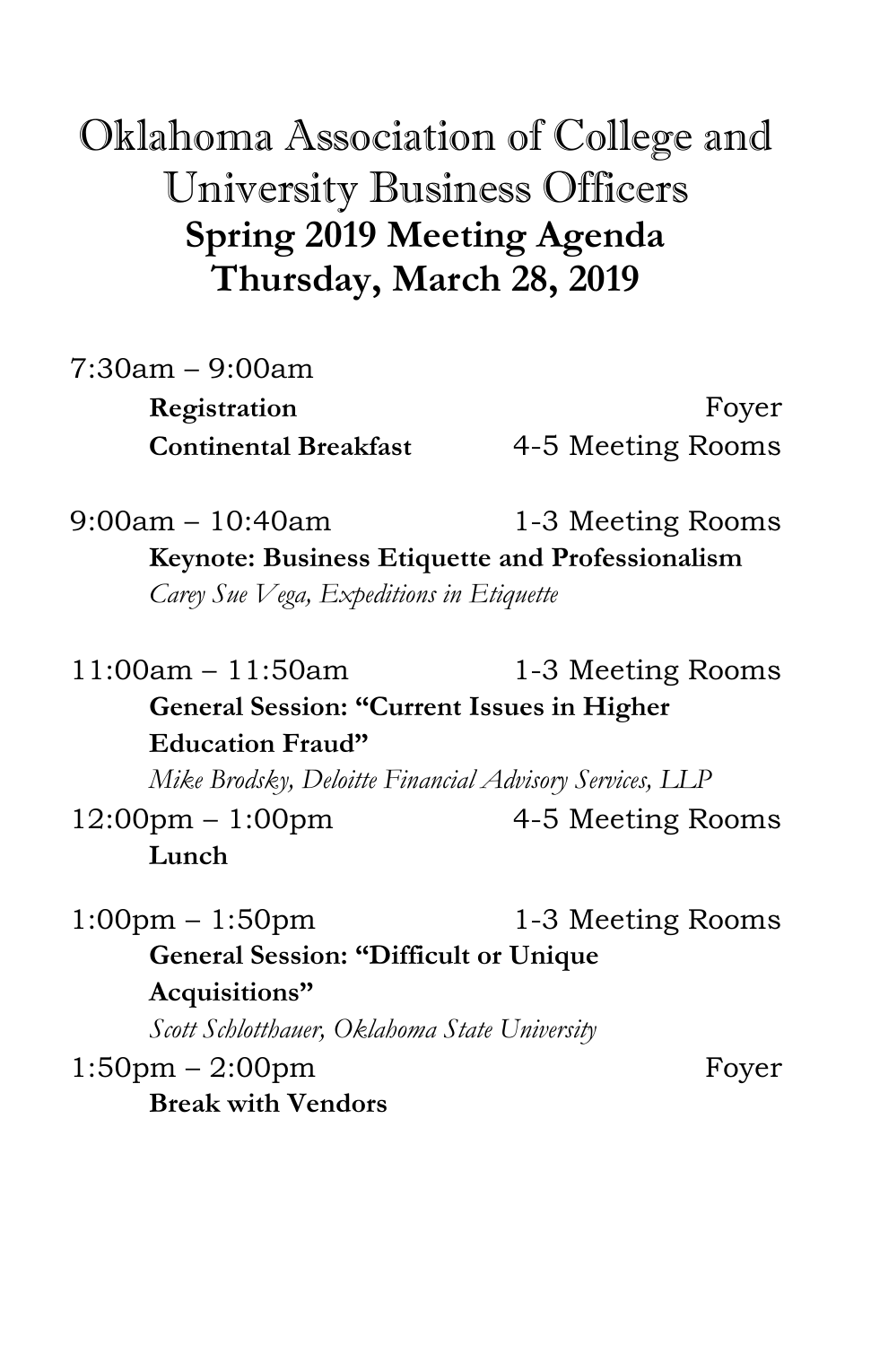# Oklahoma Association of College and University Business Officers

## Spring 2019 Meeting Agenda

## Thursday, March 28, 2019

7:30am – 9:00am

**Registration** — Foyer

**Continental Breakfast** — 4-5 Meeting Rooms

9:00am – 10:40am — 1-3 Meeting Rooms

**Keynote: Business Etiquette and Professionalism**

*Carey Sue Vega, Expeditions in Etiquette*

11:00am – 11:50am — 1-3 Meeting Rooms

**General Session: "Current Issues in Higher Education Fraud"**

*Mike Brodsky, Deloitte Financial Advisory Services, LLP*

12:00pm – 1:00pm — 4-5 Meeting Rooms

**Lunch**

1:00pm – 1:50pm — 1-3 Meeting Rooms

**General Session: "Difficult or Unique Acquisitions"**

*Scott Schlotthauer, Oklahoma State University*

1:50pm – 2:00pm — Foyer

**Break with Vendors**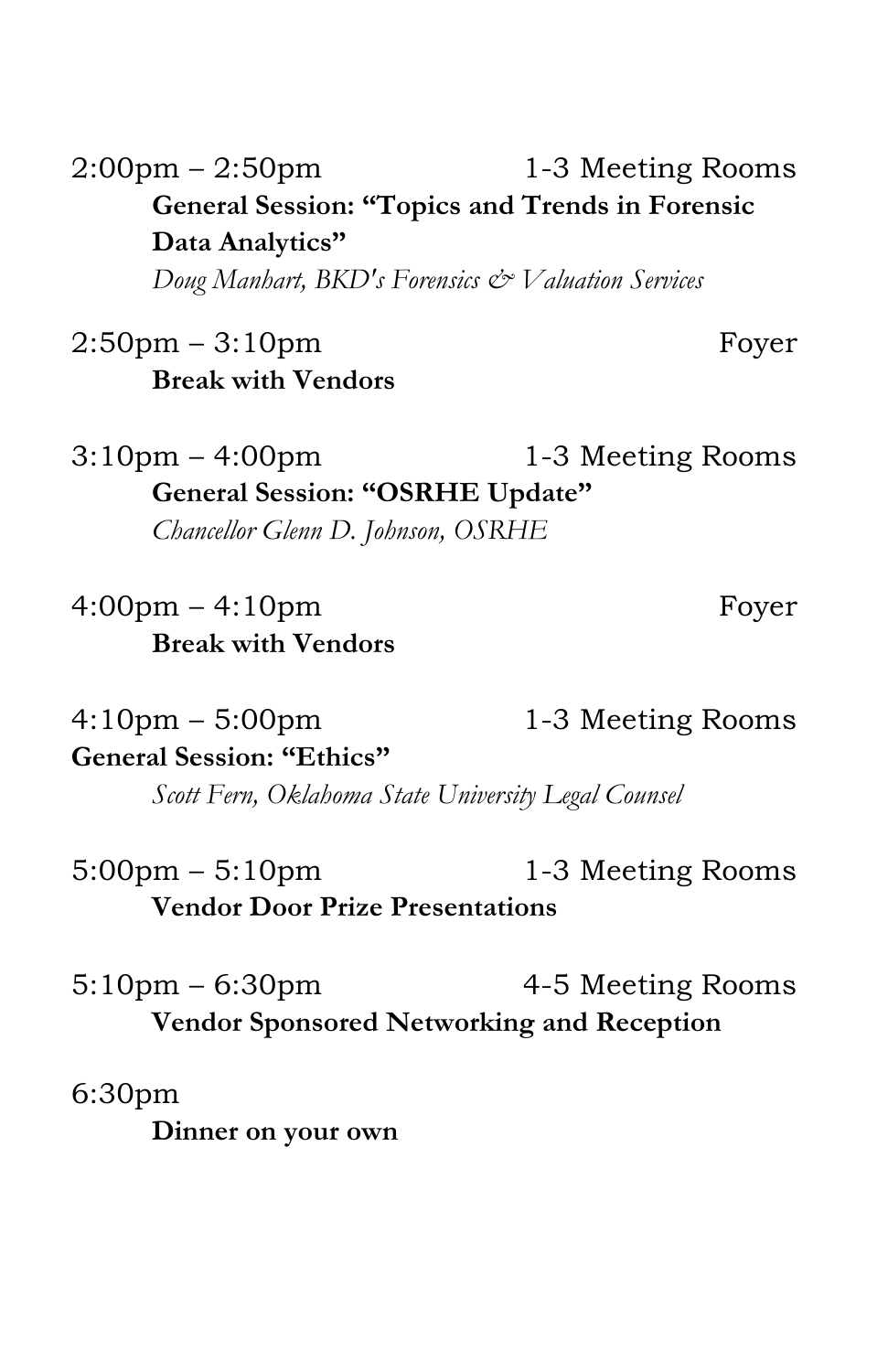2:00pm – 2:50pm 1-3 Meeting Rooms

**General Session: "Topics and Trends in Forensic Data Analytics"**

*Doug Manhart, BKD's Forensics & Valuation Services*

2:50pm – 3:10pm Foyer

**Break with Vendors**

3:10pm – 4:00pm 1-3 Meeting Rooms

**General Session: "OSRHE Update"**

*Chancellor Glenn D. Johnson, OSRHE*

4:00pm – 4:10pm Foyer

**Break with Vendors**

4:10pm – 5:00pm 1-3 Meeting Rooms

**General Session: "Ethics"**

*Scott Fern, Oklahoma State University Legal Counsel*

5:00pm – 5:10pm 1-3 Meeting Rooms

**Vendor Door Prize Presentations**

5:10pm – 6:30pm 4-5 Meeting Rooms

**Vendor Sponsored Networking and Reception**

6:30pm

**Dinner on your own**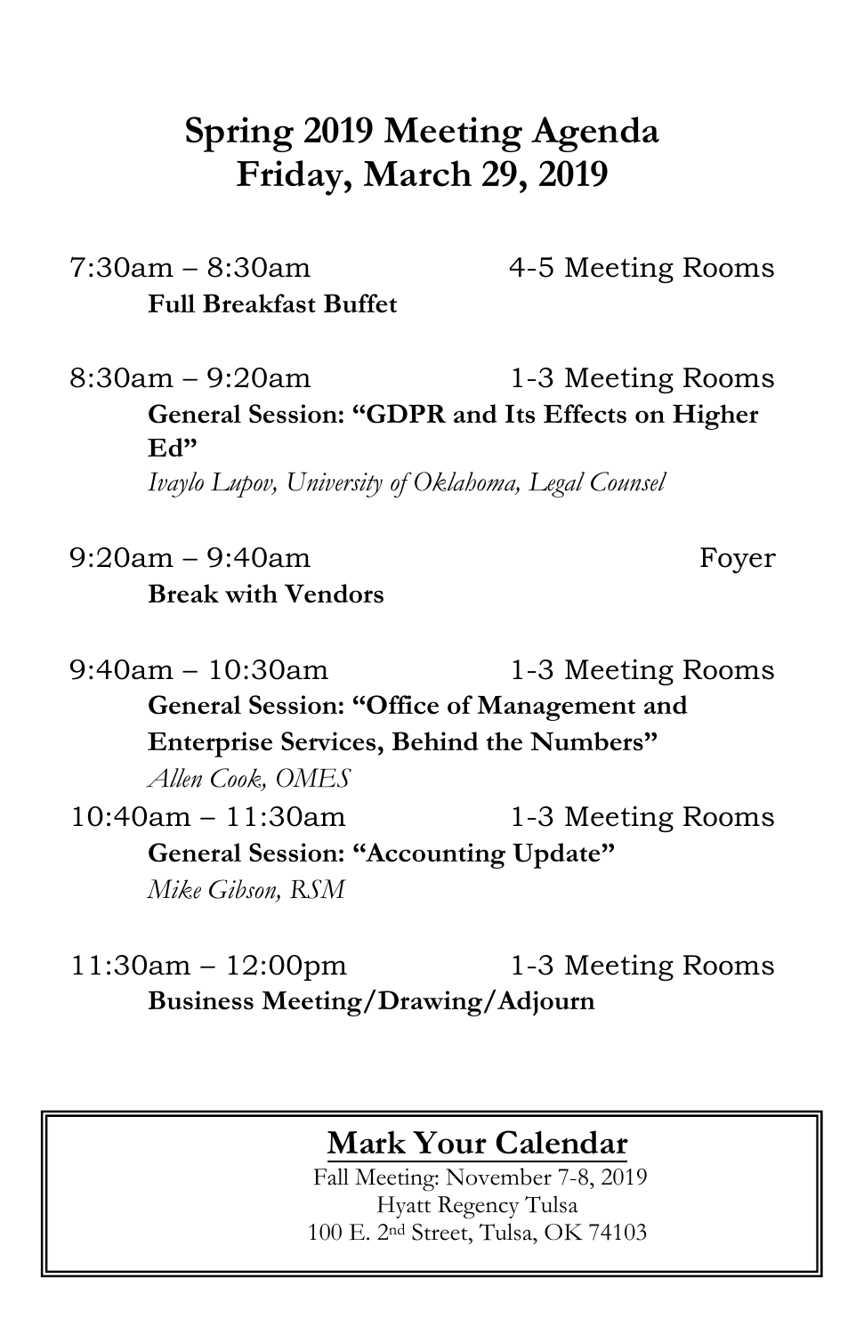# Spring 2019 Meeting Agenda
# Friday, March 29, 2019

7:30am – 8:30am 4-5 Meeting Rooms
**Full Breakfast Buffet**

8:30am – 9:20am 1-3 Meeting Rooms
**General Session: "GDPR and Its Effects on Higher Ed"**
*Ivaylo Lupov, University of Oklahoma, Legal Counsel*

9:20am – 9:40am Foyer
**Break with Vendors**

9:40am – 10:30am 1-3 Meeting Rooms
**General Session: "Office of Management and Enterprise Services, Behind the Numbers"**
*Allen Cook, OMES*

10:40am – 11:30am 1-3 Meeting Rooms
**General Session: "Accounting Update"**
*Mike Gibson, RSM*

11:30am – 12:00pm 1-3 Meeting Rooms
**Business Meeting/Drawing/Adjourn**

## Mark Your Calendar

Fall Meeting: November 7-8, 2019
Hyatt Regency Tulsa
100 E. 2nd Street, Tulsa, OK 74103